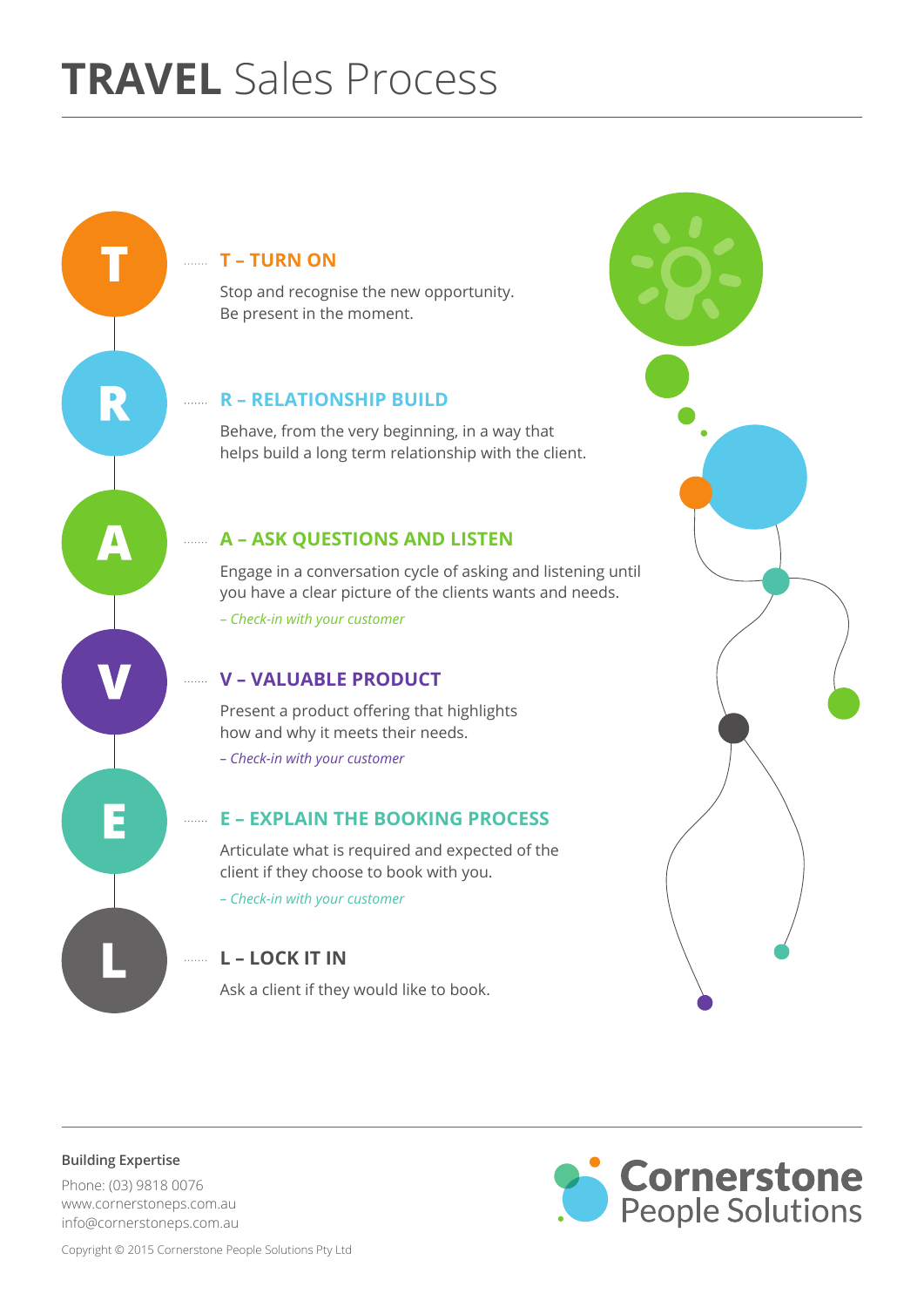# **TRAVEL** Sales Process

## T – TURN ON

Stop and recognise the new opportunity.
Be present in the moment.

## R – RELATIONSHIP BUILD

Behave, from the very beginning, in a way that helps build a long term relationship with the client.

## A – ASK QUESTIONS AND LISTEN

Engage in a conversation cycle of asking and listening until you have a clear picture of the clients wants and needs.

*– Check-in with your customer*

## V – VALUABLE PRODUCT

Present a product offering that highlights how and why it meets their needs.

*– Check-in with your customer*

## E – EXPLAIN THE BOOKING PROCESS

Articulate what is required and expected of the client if they choose to book with you.

*– Check-in with your customer*

## L – LOCK IT IN

Ask a client if they would like to book.

---

**Building Expertise**

Phone: (03) 9818 0076
www.cornerstoneps.com.au
info@cornerstoneps.com.au

Copyright © 2015 Cornerstone People Solutions Pty Ltd

**Cornerstone** People Solutions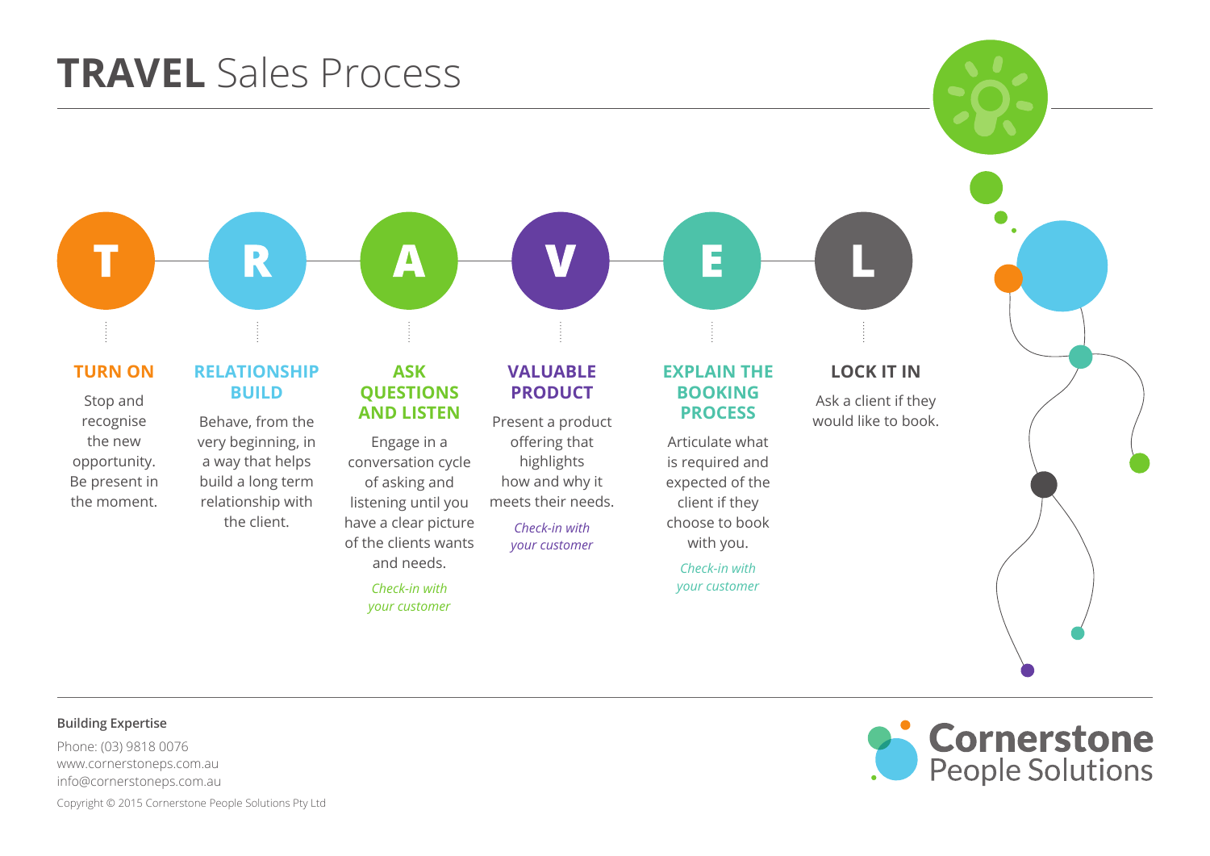# **TRAVEL** Sales Process

**T**

## TURN ON

Stop and recognise the new opportunity. Be present in the moment.

**R**

## RELATIONSHIP BUILD

Behave, from the very beginning, in a way that helps build a long term relationship with the client.

**A**

## ASK QUESTIONS AND LISTEN

Engage in a conversation cycle of asking and listening until you have a clear picture of the clients wants and needs.

*Check-in with your customer*

**V**

## VALUABLE PRODUCT

Present a product offering that highlights how and why it meets their needs.

*Check-in with your customer*

**E**

## EXPLAIN THE BOOKING PROCESS

Articulate what is required and expected of the client if they choose to book with you.

*Check-in with your customer*

**L**

## LOCK IT IN

Ask a client if they would like to book.

---

**Building Expertise**

Phone: (03) 9818 0076
www.cornerstoneps.com.au
info@cornerstoneps.com.au

Copyright © 2015 Cornerstone People Solutions Pty Ltd

**Cornerstone**
People Solutions